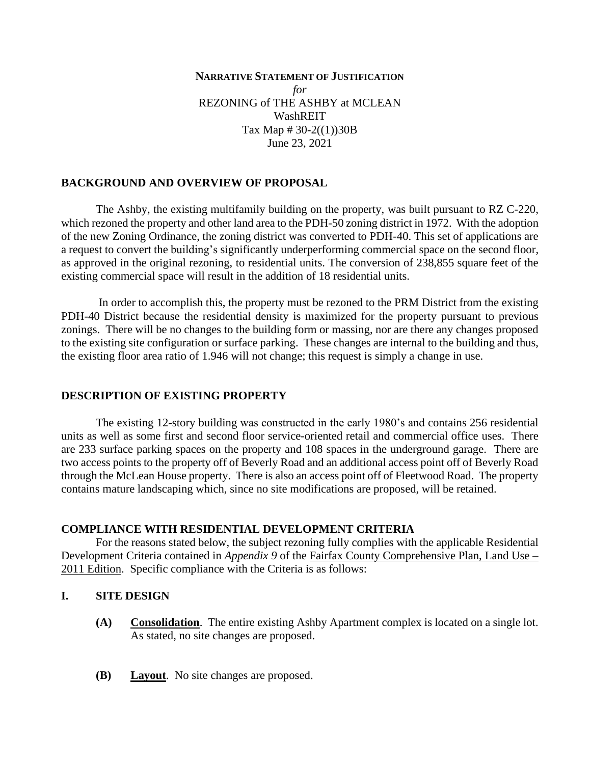**NARRATIVE STATEMENT OF JUSTIFICATION**
*for*
REZONING of THE ASHBY at MCLEAN
WashREIT
Tax Map # 30-2((1))30B
June 23, 2021

## BACKGROUND AND OVERVIEW OF PROPOSAL

The Ashby, the existing multifamily building on the property, was built pursuant to RZ C-220, which rezoned the property and other land area to the PDH-50 zoning district in 1972. With the adoption of the new Zoning Ordinance, the zoning district was converted to PDH-40. This set of applications are a request to convert the building's significantly underperforming commercial space on the second floor, as approved in the original rezoning, to residential units. The conversion of 238,855 square feet of the existing commercial space will result in the addition of 18 residential units.

In order to accomplish this, the property must be rezoned to the PRM District from the existing PDH-40 District because the residential density is maximized for the property pursuant to previous zonings. There will be no changes to the building form or massing, nor are there any changes proposed to the existing site configuration or surface parking. These changes are internal to the building and thus, the existing floor area ratio of 1.946 will not change; this request is simply a change in use.

## DESCRIPTION OF EXISTING PROPERTY

The existing 12-story building was constructed in the early 1980's and contains 256 residential units as well as some first and second floor service-oriented retail and commercial office uses. There are 233 surface parking spaces on the property and 108 spaces in the underground garage. There are two access points to the property off of Beverly Road and an additional access point off of Beverly Road through the McLean House property. There is also an access point off of Fleetwood Road. The property contains mature landscaping which, since no site modifications are proposed, will be retained.

## COMPLIANCE WITH RESIDENTIAL DEVELOPMENT CRITERIA

For the reasons stated below, the subject rezoning fully complies with the applicable Residential Development Criteria contained in *Appendix 9* of the Fairfax County Comprehensive Plan, Land Use – 2011 Edition. Specific compliance with the Criteria is as follows:

### I. SITE DESIGN

- **(A)** **Consolidation**. The entire existing Ashby Apartment complex is located on a single lot. As stated, no site changes are proposed.

- **(B)** **Layout**. No site changes are proposed.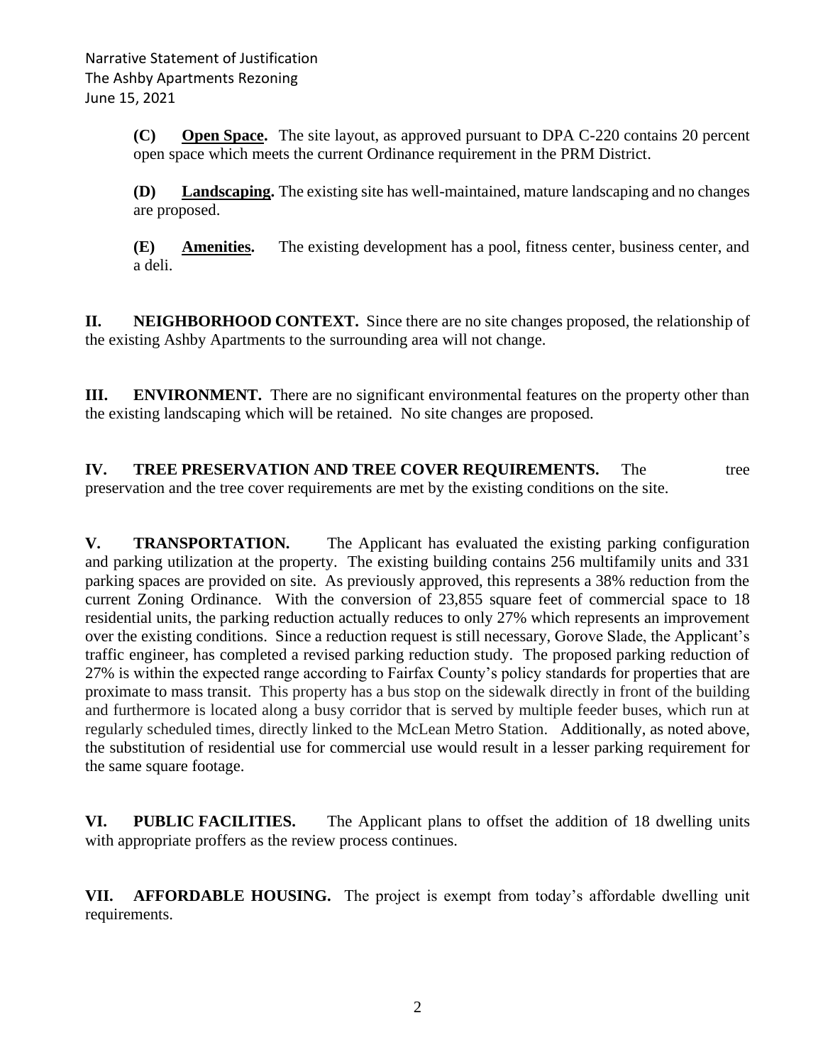**(C)** **Open Space.** The site layout, as approved pursuant to DPA C-220 contains 20 percent open space which meets the current Ordinance requirement in the PRM District.

**(D)** **Landscaping.** The existing site has well-maintained, mature landscaping and no changes are proposed.

**(E)** **Amenities.** The existing development has a pool, fitness center, business center, and a deli.

**II. NEIGHBORHOOD CONTEXT.** Since there are no site changes proposed, the relationship of the existing Ashby Apartments to the surrounding area will not change.

**III. ENVIRONMENT.** There are no significant environmental features on the property other than the existing landscaping which will be retained. No site changes are proposed.

**IV. TREE PRESERVATION AND TREE COVER REQUIREMENTS.** The tree preservation and the tree cover requirements are met by the existing conditions on the site.

**V. TRANSPORTATION.** The Applicant has evaluated the existing parking configuration and parking utilization at the property. The existing building contains 256 multifamily units and 331 parking spaces are provided on site. As previously approved, this represents a 38% reduction from the current Zoning Ordinance. With the conversion of 23,855 square feet of commercial space to 18 residential units, the parking reduction actually reduces to only 27% which represents an improvement over the existing conditions. Since a reduction request is still necessary, Gorove Slade, the Applicant's traffic engineer, has completed a revised parking reduction study. The proposed parking reduction of 27% is within the expected range according to Fairfax County's policy standards for properties that are proximate to mass transit. This property has a bus stop on the sidewalk directly in front of the building and furthermore is located along a busy corridor that is served by multiple feeder buses, which run at regularly scheduled times, directly linked to the McLean Metro Station. Additionally, as noted above, the substitution of residential use for commercial use would result in a lesser parking requirement for the same square footage.

**VI. PUBLIC FACILITIES.** The Applicant plans to offset the addition of 18 dwelling units with appropriate proffers as the review process continues.

**VII. AFFORDABLE HOUSING.** The project is exempt from today's affordable dwelling unit requirements.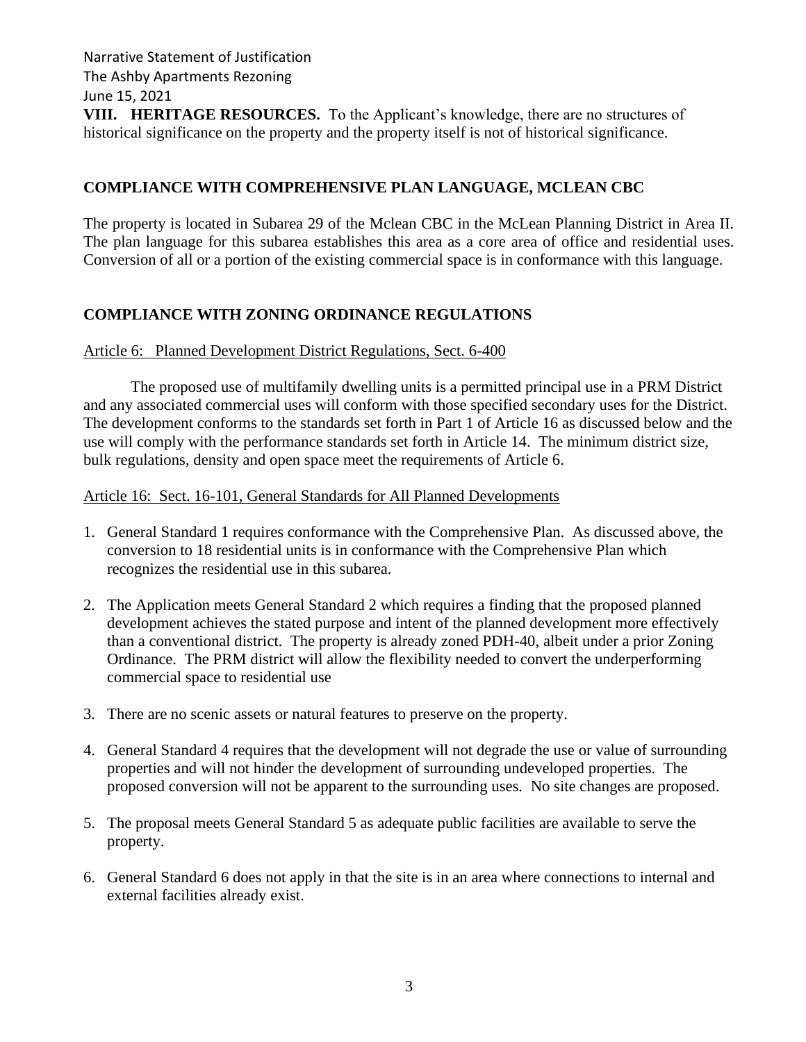**VIII. HERITAGE RESOURCES.** To the Applicant's knowledge, there are no structures of historical significance on the property and the property itself is not of historical significance.

## COMPLIANCE WITH COMPREHENSIVE PLAN LANGUAGE, MCLEAN CBC

The property is located in Subarea 29 of the Mclean CBC in the McLean Planning District in Area II. The plan language for this subarea establishes this area as a core area of office and residential uses. Conversion of all or a portion of the existing commercial space is in conformance with this language.

## COMPLIANCE WITH ZONING ORDINANCE REGULATIONS

Article 6: Planned Development District Regulations, Sect. 6-400

The proposed use of multifamily dwelling units is a permitted principal use in a PRM District and any associated commercial uses will conform with those specified secondary uses for the District. The development conforms to the standards set forth in Part 1 of Article 16 as discussed below and the use will comply with the performance standards set forth in Article 14. The minimum district size, bulk regulations, density and open space meet the requirements of Article 6.

Article 16: Sect. 16-101, General Standards for All Planned Developments

1. General Standard 1 requires conformance with the Comprehensive Plan. As discussed above, the conversion to 18 residential units is in conformance with the Comprehensive Plan which recognizes the residential use in this subarea.
2. The Application meets General Standard 2 which requires a finding that the proposed planned development achieves the stated purpose and intent of the planned development more effectively than a conventional district. The property is already zoned PDH-40, albeit under a prior Zoning Ordinance. The PRM district will allow the flexibility needed to convert the underperforming commercial space to residential use
3. There are no scenic assets or natural features to preserve on the property.
4. General Standard 4 requires that the development will not degrade the use or value of surrounding properties and will not hinder the development of surrounding undeveloped properties. The proposed conversion will not be apparent to the surrounding uses. No site changes are proposed.
5. The proposal meets General Standard 5 as adequate public facilities are available to serve the property.
6. General Standard 6 does not apply in that the site is in an area where connections to internal and external facilities already exist.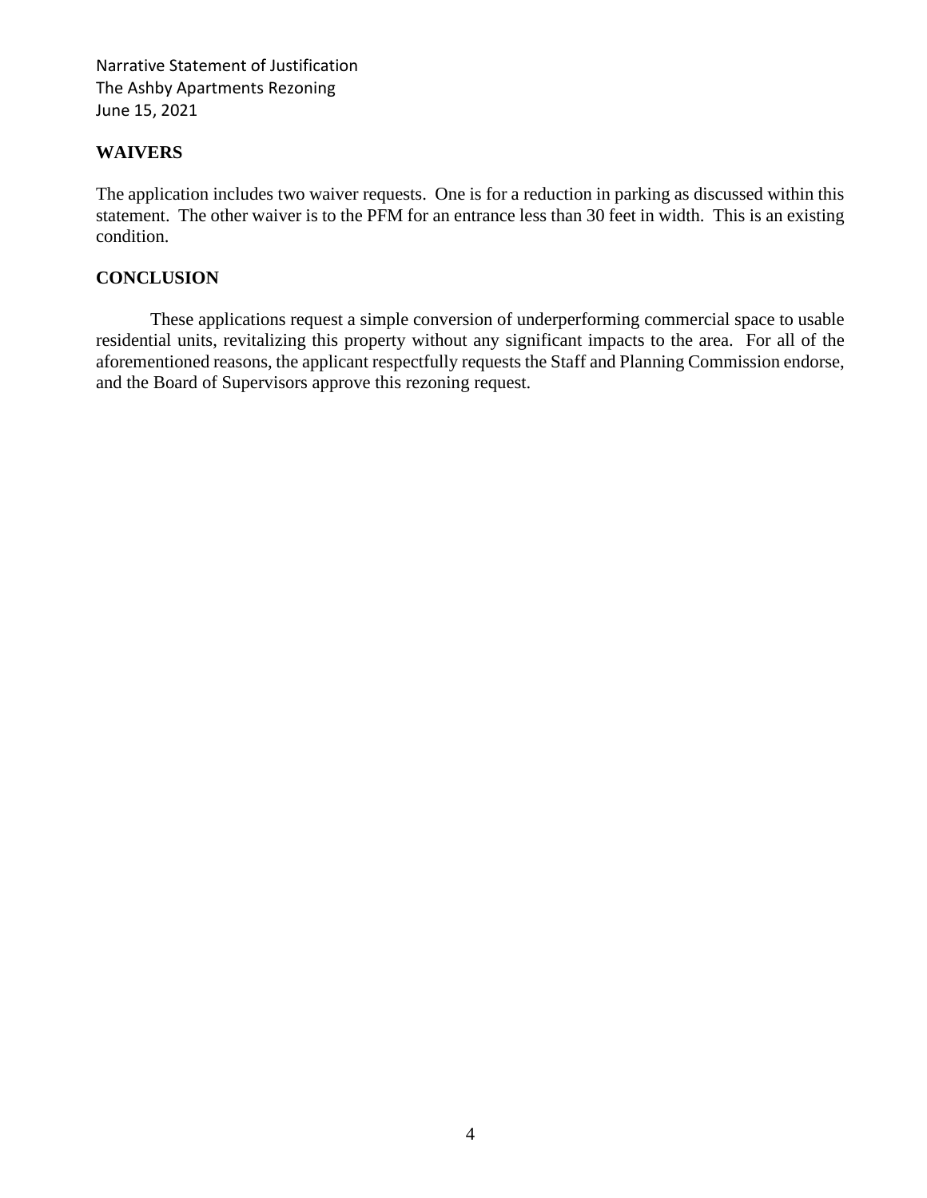## WAIVERS

The application includes two waiver requests. One is for a reduction in parking as discussed within this statement. The other waiver is to the PFM for an entrance less than 30 feet in width. This is an existing condition.

## CONCLUSION

These applications request a simple conversion of underperforming commercial space to usable residential units, revitalizing this property without any significant impacts to the area. For all of the aforementioned reasons, the applicant respectfully requests the Staff and Planning Commission endorse, and the Board of Supervisors approve this rezoning request.